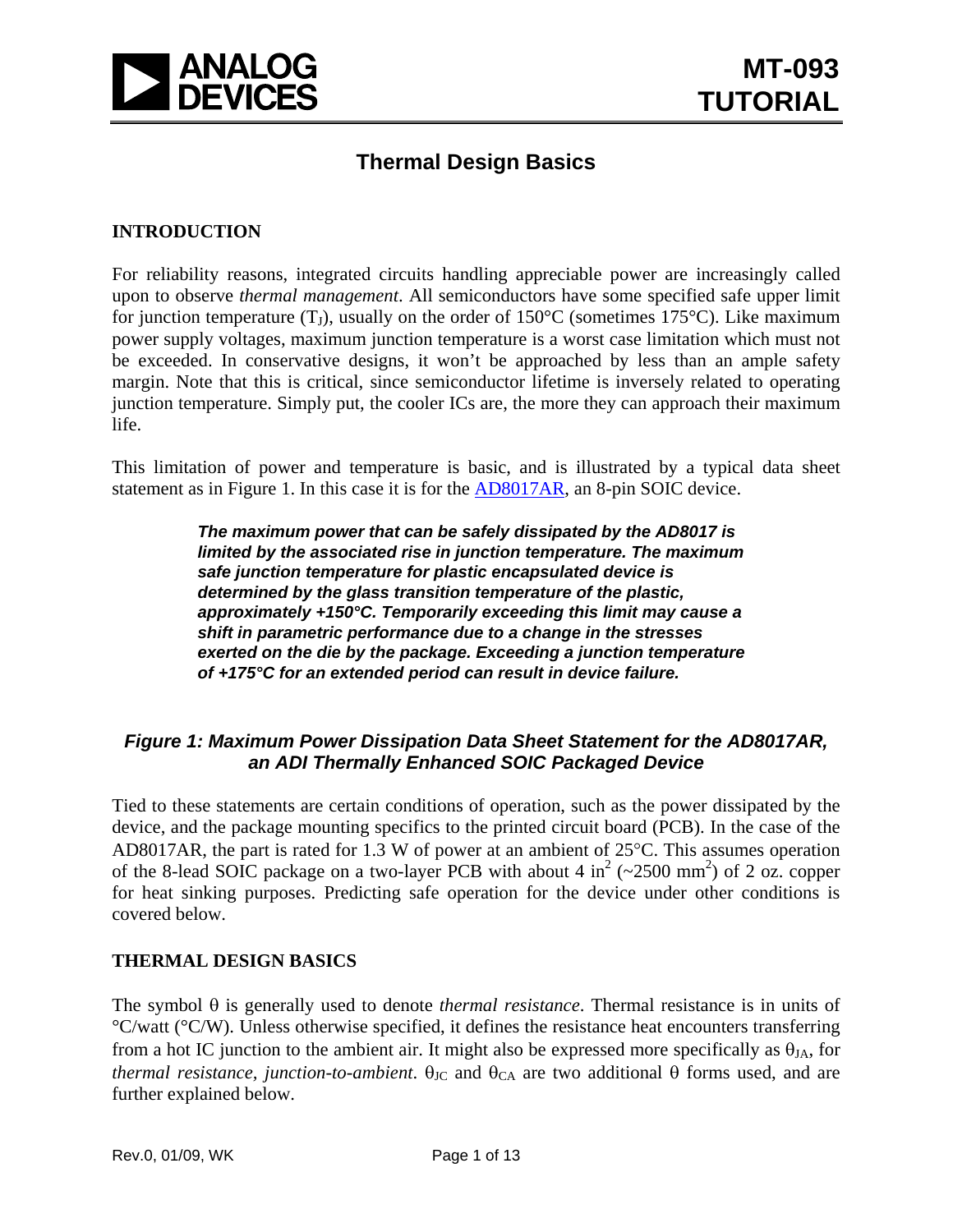# Thermal Design Basics

## INTRODUCTION

For reliability reasons, integrated circuits handling appreciable power are increasingly called upon to observe *thermal management*. All semiconductors have some specified safe upper limit for junction temperature ($T_J$), usually on the order of 150°C (sometimes 175°C). Like maximum power supply voltages, maximum junction temperature is a worst case limitation which must not be exceeded. In conservative designs, it won't be approached by less than an ample safety margin. Note that this is critical, since semiconductor lifetime is inversely related to operating junction temperature. Simply put, the cooler ICs are, the more they can approach their maximum life.

This limitation of power and temperature is basic, and is illustrated by a typical data sheet statement as in Figure 1. In this case it is for the AD8017AR, an 8-pin SOIC device.

> ***The maximum power that can be safely dissipated by the AD8017 is limited by the associated rise in junction temperature. The maximum safe junction temperature for plastic encapsulated device is determined by the glass transition temperature of the plastic, approximately +150°C. Temporarily exceeding this limit may cause a shift in parametric performance due to a change in the stresses exerted on the die by the package. Exceeding a junction temperature of +175°C for an extended period can result in device failure.***

***Figure 1: Maximum Power Dissipation Data Sheet Statement for the AD8017AR, an ADI Thermally Enhanced SOIC Packaged Device***

Tied to these statements are certain conditions of operation, such as the power dissipated by the device, and the package mounting specifics to the printed circuit board (PCB). In the case of the AD8017AR, the part is rated for 1.3 W of power at an ambient of 25°C. This assumes operation of the 8-lead SOIC package on a two-layer PCB with about 4 $in^2$ (~2500 $mm^2$) of 2 oz. copper for heat sinking purposes. Predicting safe operation for the device under other conditions is covered below.

## THERMAL DESIGN BASICS

The symbol $\theta$ is generally used to denote *thermal resistance*. Thermal resistance is in units of °C/watt (°C/W). Unless otherwise specified, it defines the resistance heat encounters transferring from a hot IC junction to the ambient air. It might also be expressed more specifically as $\theta_{JA}$, for *thermal resistance, junction-to-ambient*. $\theta_{JC}$ and $\theta_{CA}$ are two additional $\theta$ forms used, and are further explained below.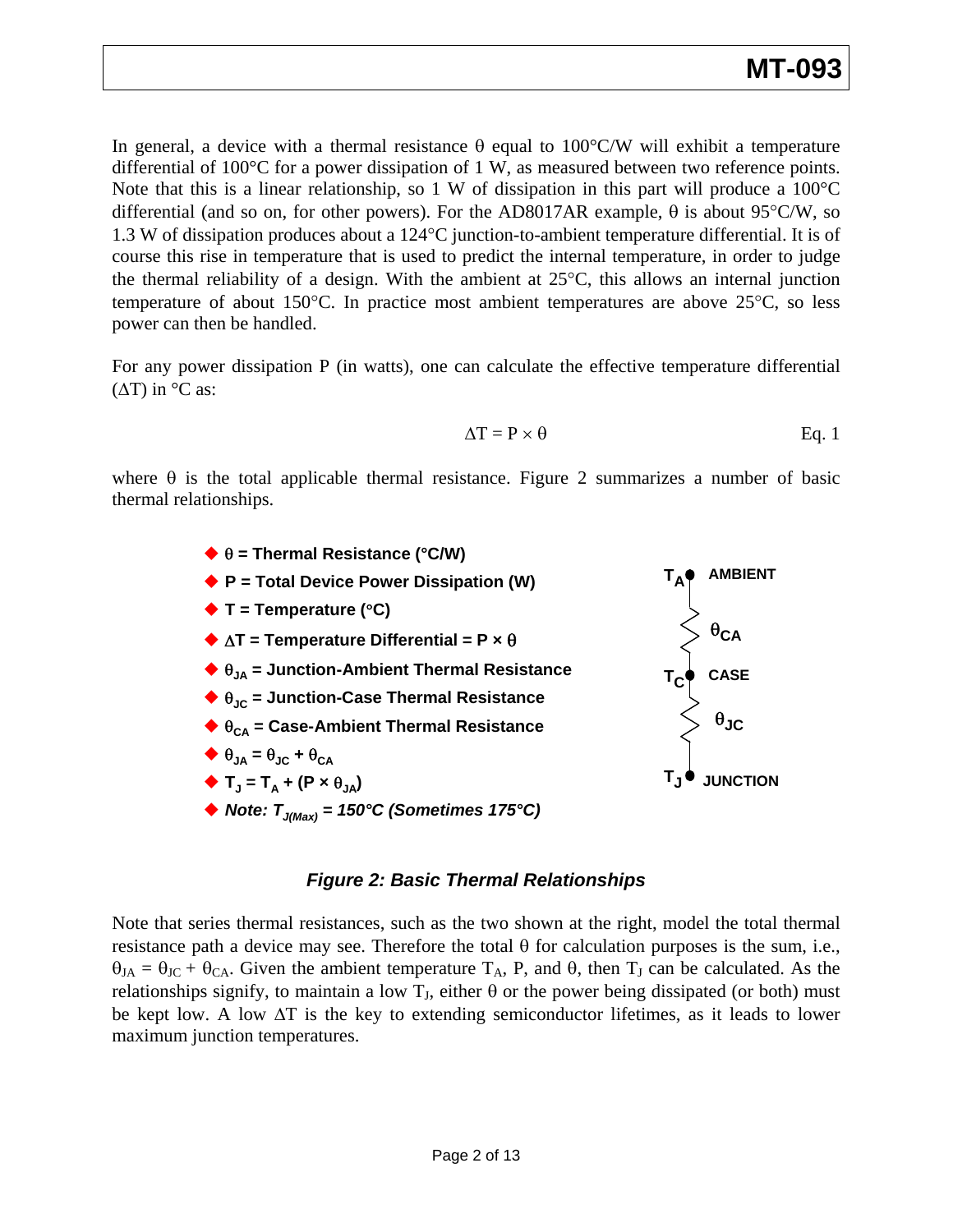In general, a device with a thermal resistance θ equal to 100°C/W will exhibit a temperature differential of 100°C for a power dissipation of 1 W, as measured between two reference points. Note that this is a linear relationship, so 1 W of dissipation in this part will produce a 100°C differential (and so on, for other powers). For the AD8017AR example, θ is about 95°C/W, so 1.3 W of dissipation produces about a 124°C junction-to-ambient temperature differential. It is of course this rise in temperature that is used to predict the internal temperature, in order to judge the thermal reliability of a design. With the ambient at 25°C, this allows an internal junction temperature of about 150°C. In practice most ambient temperatures are above 25°C, so less power can then be handled.

For any power dissipation P (in watts), one can calculate the effective temperature differential (ΔT) in °C as:

$$\Delta T = P \times \theta \qquad \text{Eq. 1}$$

where θ is the total applicable thermal resistance. Figure 2 summarizes a number of basic thermal relationships.

- **θ = Thermal Resistance (°C/W)**
- **P = Total Device Power Dissipation (W)**
- **T = Temperature (°C)**
- **ΔT = Temperature Differential = P × θ**
- **$\theta_{JA}$ = Junction-Ambient Thermal Resistance**
- **$\theta_{JC}$ = Junction-Case Thermal Resistance**
- **$\theta_{CA}$ = Case-Ambient Thermal Resistance**
- **$\theta_{JA} = \theta_{JC} + \theta_{CA}$**
- **$T_J = T_A + (P \times \theta_{JA})$**
- ***Note: $T_{J(Max)}$ = 150°C (Sometimes 175°C)***

$T_A$ AMBIENT — $\theta_{CA}$ — $T_C$ CASE — $\theta_{JC}$ — $T_J$ JUNCTION

***Figure 2: Basic Thermal Relationships***

Note that series thermal resistances, such as the two shown at the right, model the total thermal resistance path a device may see. Therefore the total θ for calculation purposes is the sum, i.e., $\theta_{JA} = \theta_{JC} + \theta_{CA}$. Given the ambient temperature $T_A$, P, and θ, then $T_J$ can be calculated. As the relationships signify, to maintain a low $T_J$, either θ or the power being dissipated (or both) must be kept low. A low ΔT is the key to extending semiconductor lifetimes, as it leads to lower maximum junction temperatures.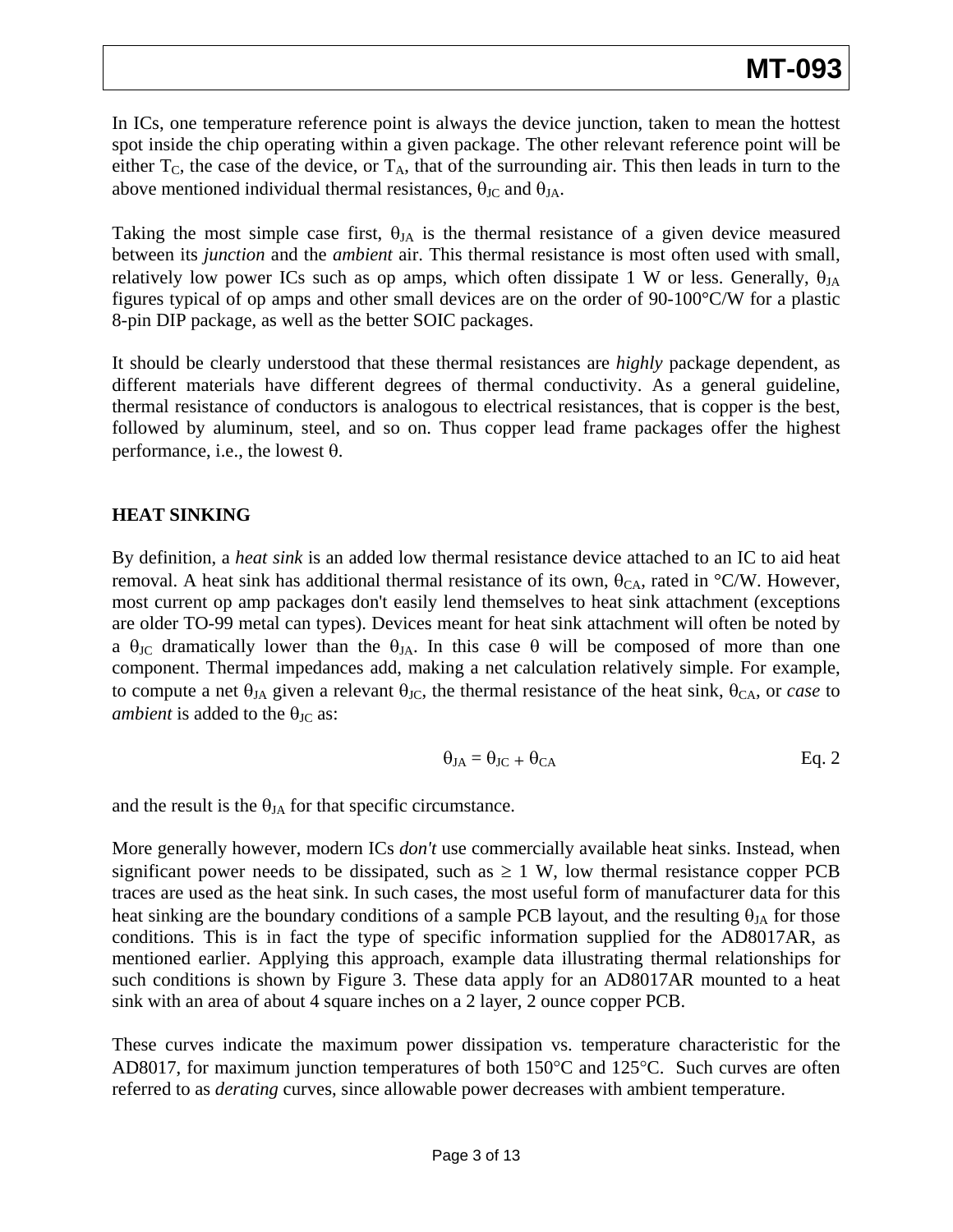In ICs, one temperature reference point is always the device junction, taken to mean the hottest spot inside the chip operating within a given package. The other relevant reference point will be either $T_C$, the case of the device, or $T_A$, that of the surrounding air. This then leads in turn to the above mentioned individual thermal resistances, $\theta_{JC}$ and $\theta_{JA}$.

Taking the most simple case first, $\theta_{JA}$ is the thermal resistance of a given device measured between its *junction* and the *ambient* air. This thermal resistance is most often used with small, relatively low power ICs such as op amps, which often dissipate 1 W or less. Generally, $\theta_{JA}$ figures typical of op amps and other small devices are on the order of 90-100°C/W for a plastic 8-pin DIP package, as well as the better SOIC packages.

It should be clearly understood that these thermal resistances are *highly* package dependent, as different materials have different degrees of thermal conductivity. As a general guideline, thermal resistance of conductors is analogous to electrical resistances, that is copper is the best, followed by aluminum, steel, and so on. Thus copper lead frame packages offer the highest performance, i.e., the lowest $\theta$.

## HEAT SINKING

By definition, a *heat sink* is an added low thermal resistance device attached to an IC to aid heat removal. A heat sink has additional thermal resistance of its own, $\theta_{CA}$, rated in °C/W. However, most current op amp packages don't easily lend themselves to heat sink attachment (exceptions are older TO-99 metal can types). Devices meant for heat sink attachment will often be noted by a $\theta_{JC}$ dramatically lower than the $\theta_{JA}$. In this case $\theta$ will be composed of more than one component. Thermal impedances add, making a net calculation relatively simple. For example, to compute a net $\theta_{JA}$ given a relevant $\theta_{JC}$, the thermal resistance of the heat sink, $\theta_{CA}$, or *case* to *ambient* is added to the $\theta_{JC}$ as:

$$\theta_{JA} = \theta_{JC} + \theta_{CA} \qquad \text{Eq. 2}$$

and the result is the $\theta_{JA}$ for that specific circumstance.

More generally however, modern ICs *don't* use commercially available heat sinks. Instead, when significant power needs to be dissipated, such as $\geq$ 1 W, low thermal resistance copper PCB traces are used as the heat sink. In such cases, the most useful form of manufacturer data for this heat sinking are the boundary conditions of a sample PCB layout, and the resulting $\theta_{JA}$ for those conditions. This is in fact the type of specific information supplied for the AD8017AR, as mentioned earlier. Applying this approach, example data illustrating thermal relationships for such conditions is shown by Figure 3. These data apply for an AD8017AR mounted to a heat sink with an area of about 4 square inches on a 2 layer, 2 ounce copper PCB.

These curves indicate the maximum power dissipation vs. temperature characteristic for the AD8017, for maximum junction temperatures of both 150°C and 125°C. Such curves are often referred to as *derating* curves, since allowable power decreases with ambient temperature.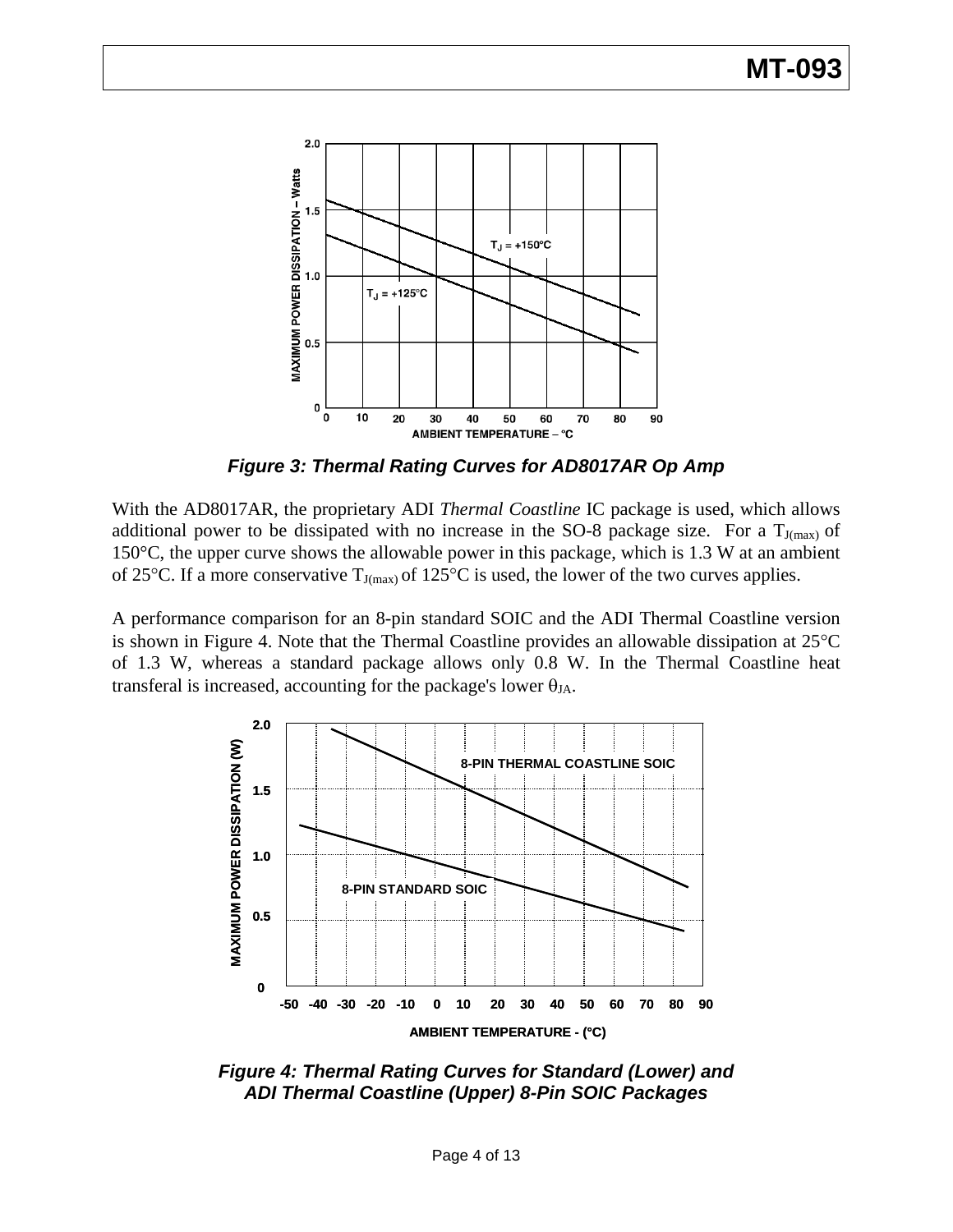*Figure 3: Thermal Rating Curves for AD8017AR Op Amp*

With the AD8017AR, the proprietary ADI *Thermal Coastline* IC package is used, which allows additional power to be dissipated with no increase in the SO-8 package size. For a $T_{J(max)}$ of 150°C, the upper curve shows the allowable power in this package, which is 1.3 W at an ambient of 25°C. If a more conservative $T_{J(max)}$ of 125°C is used, the lower of the two curves applies.

A performance comparison for an 8-pin standard SOIC and the ADI Thermal Coastline version is shown in Figure 4. Note that the Thermal Coastline provides an allowable dissipation at 25°C of 1.3 W, whereas a standard package allows only 0.8 W. In the Thermal Coastline heat transferal is increased, accounting for the package's lower $\theta_{JA}$.

*Figure 4: Thermal Rating Curves for Standard (Lower) and ADI Thermal Coastline (Upper) 8-Pin SOIC Packages*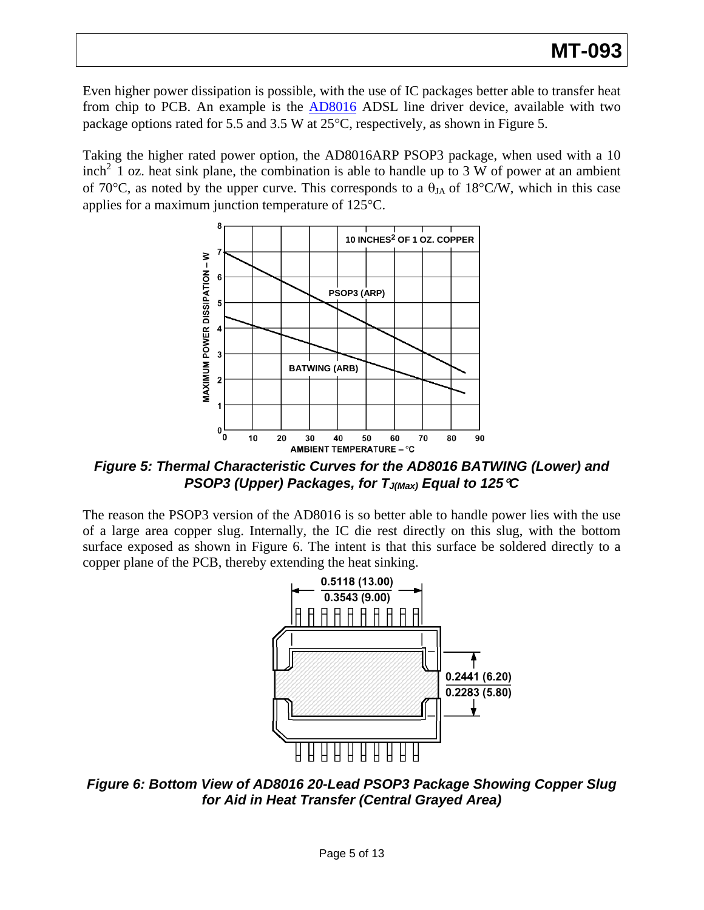Even higher power dissipation is possible, with the use of IC packages better able to transfer heat from chip to PCB. An example is the AD8016 ADSL line driver device, available with two package options rated for 5.5 and 3.5 W at 25°C, respectively, as shown in Figure 5.

Taking the higher rated power option, the AD8016ARP PSOP3 package, when used with a 10 inch$^2$ 1 oz. heat sink plane, the combination is able to handle up to 3 W of power at an ambient of 70°C, as noted by the upper curve. This corresponds to a $\theta_{JA}$ of 18°C/W, which in this case applies for a maximum junction temperature of 125°C.

***Figure 5: Thermal Characteristic Curves for the AD8016 BATWING (Lower) and PSOP3 (Upper) Packages, for $T_{J(Max)}$ Equal to 125°C***

The reason the PSOP3 version of the AD8016 is so better able to handle power lies with the use of a large area copper slug. Internally, the IC die rest directly on this slug, with the bottom surface exposed as shown in Figure 6. The intent is that this surface be soldered directly to a copper plane of the PCB, thereby extending the heat sinking.

***Figure 6: Bottom View of AD8016 20-Lead PSOP3 Package Showing Copper Slug for Aid in Heat Transfer (Central Grayed Area)***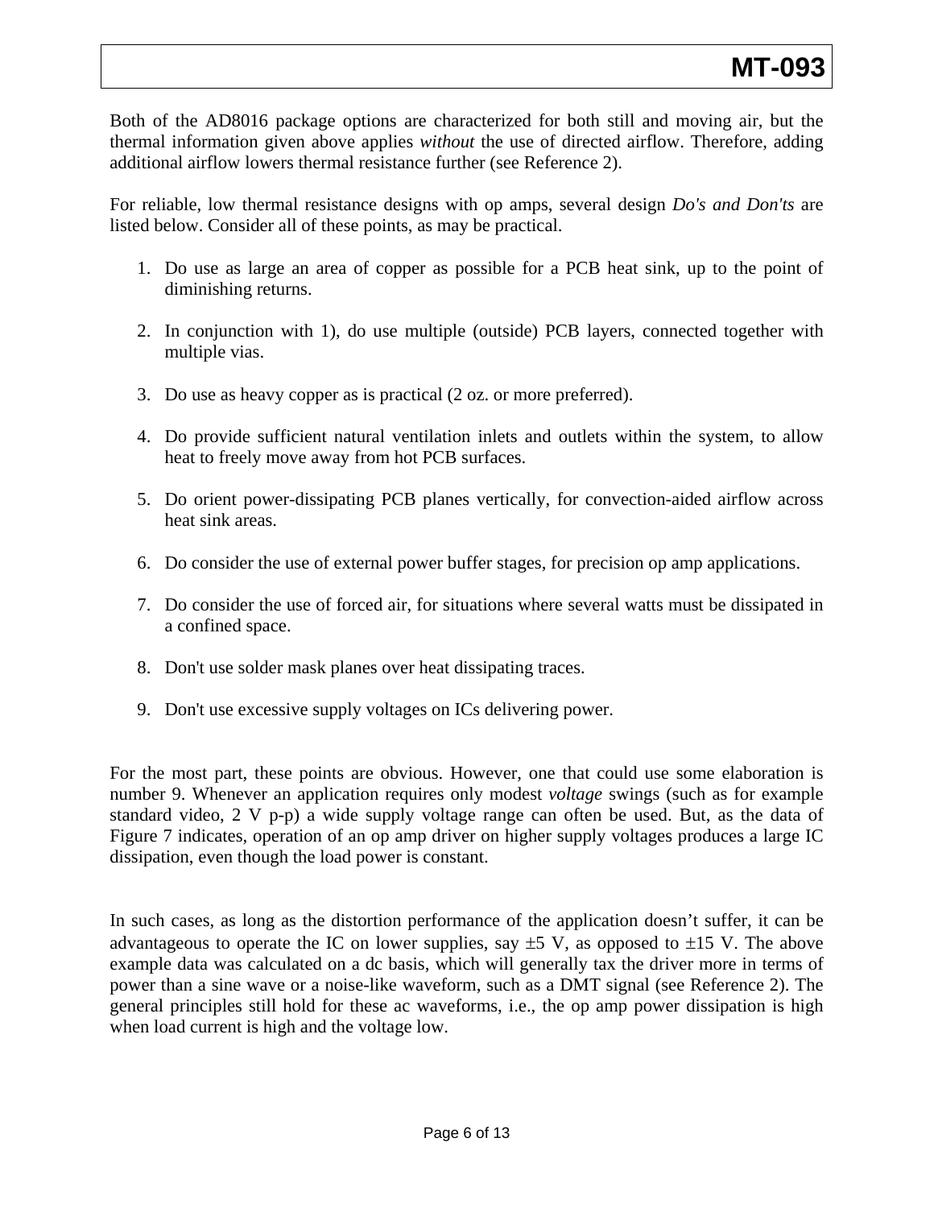Both of the AD8016 package options are characterized for both still and moving air, but the thermal information given above applies *without* the use of directed airflow. Therefore, adding additional airflow lowers thermal resistance further (see Reference 2).

For reliable, low thermal resistance designs with op amps, several design *Do's and Don'ts* are listed below. Consider all of these points, as may be practical.

1. Do use as large an area of copper as possible for a PCB heat sink, up to the point of diminishing returns.

2. In conjunction with 1), do use multiple (outside) PCB layers, connected together with multiple vias.

3. Do use as heavy copper as is practical (2 oz. or more preferred).

4. Do provide sufficient natural ventilation inlets and outlets within the system, to allow heat to freely move away from hot PCB surfaces.

5. Do orient power-dissipating PCB planes vertically, for convection-aided airflow across heat sink areas.

6. Do consider the use of external power buffer stages, for precision op amp applications.

7. Do consider the use of forced air, for situations where several watts must be dissipated in a confined space.

8. Don't use solder mask planes over heat dissipating traces.

9. Don't use excessive supply voltages on ICs delivering power.

For the most part, these points are obvious. However, one that could use some elaboration is number 9. Whenever an application requires only modest *voltage* swings (such as for example standard video, 2 V p-p) a wide supply voltage range can often be used. But, as the data of Figure 7 indicates, operation of an op amp driver on higher supply voltages produces a large IC dissipation, even though the load power is constant.

In such cases, as long as the distortion performance of the application doesn't suffer, it can be advantageous to operate the IC on lower supplies, say ±5 V, as opposed to ±15 V. The above example data was calculated on a dc basis, which will generally tax the driver more in terms of power than a sine wave or a noise-like waveform, such as a DMT signal (see Reference 2). The general principles still hold for these ac waveforms, i.e., the op amp power dissipation is high when load current is high and the voltage low.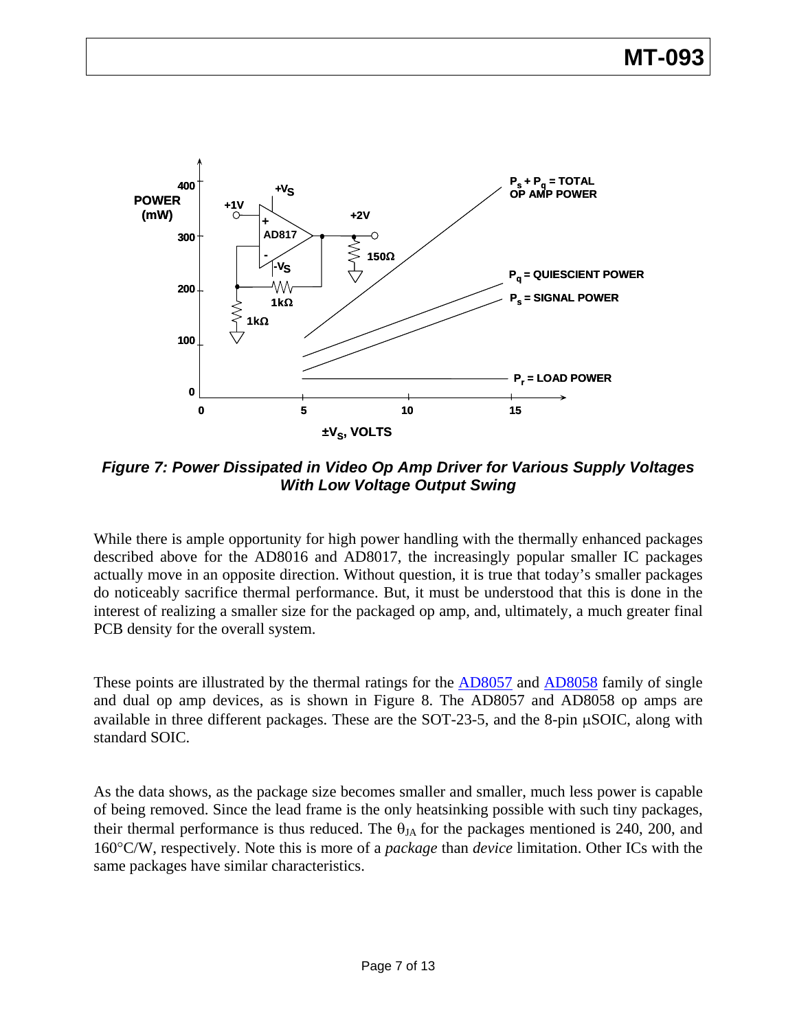*Figure 7: Power Dissipated in Video Op Amp Driver for Various Supply Voltages With Low Voltage Output Swing*

While there is ample opportunity for high power handling with the thermally enhanced packages described above for the AD8016 and AD8017, the increasingly popular smaller IC packages actually move in an opposite direction. Without question, it is true that today's smaller packages do noticeably sacrifice thermal performance. But, it must be understood that this is done in the interest of realizing a smaller size for the packaged op amp, and, ultimately, a much greater final PCB density for the overall system.

These points are illustrated by the thermal ratings for the AD8057 and AD8058 family of single and dual op amp devices, as is shown in Figure 8. The AD8057 and AD8058 op amps are available in three different packages. These are the SOT-23-5, and the 8-pin μSOIC, along with standard SOIC.

As the data shows, as the package size becomes smaller and smaller, much less power is capable of being removed. Since the lead frame is the only heatsinking possible with such tiny packages, their thermal performance is thus reduced. The $\theta_{JA}$ for the packages mentioned is 240, 200, and 160°C/W, respectively. Note this is more of a *package* than *device* limitation. Other ICs with the same packages have similar characteristics.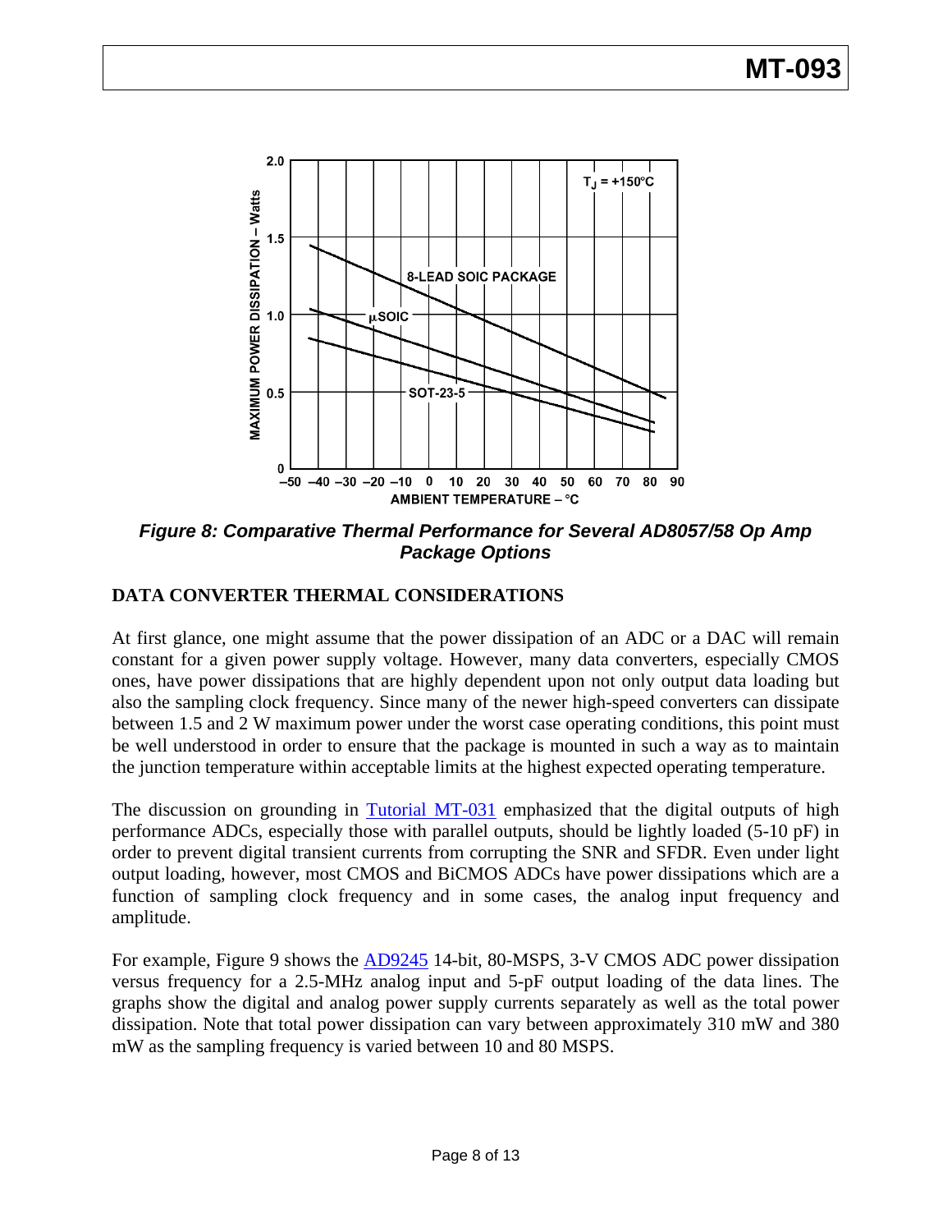*Figure 8: Comparative Thermal Performance for Several AD8057/58 Op Amp Package Options*

## DATA CONVERTER THERMAL CONSIDERATIONS

At first glance, one might assume that the power dissipation of an ADC or a DAC will remain constant for a given power supply voltage. However, many data converters, especially CMOS ones, have power dissipations that are highly dependent upon not only output data loading but also the sampling clock frequency. Since many of the newer high-speed converters can dissipate between 1.5 and 2 W maximum power under the worst case operating conditions, this point must be well understood in order to ensure that the package is mounted in such a way as to maintain the junction temperature within acceptable limits at the highest expected operating temperature.

The discussion on grounding in Tutorial MT-031 emphasized that the digital outputs of high performance ADCs, especially those with parallel outputs, should be lightly loaded (5-10 pF) in order to prevent digital transient currents from corrupting the SNR and SFDR. Even under light output loading, however, most CMOS and BiCMOS ADCs have power dissipations which are a function of sampling clock frequency and in some cases, the analog input frequency and amplitude.

For example, Figure 9 shows the AD9245 14-bit, 80-MSPS, 3-V CMOS ADC power dissipation versus frequency for a 2.5-MHz analog input and 5-pF output loading of the data lines. The graphs show the digital and analog power supply currents separately as well as the total power dissipation. Note that total power dissipation can vary between approximately 310 mW and 380 mW as the sampling frequency is varied between 10 and 80 MSPS.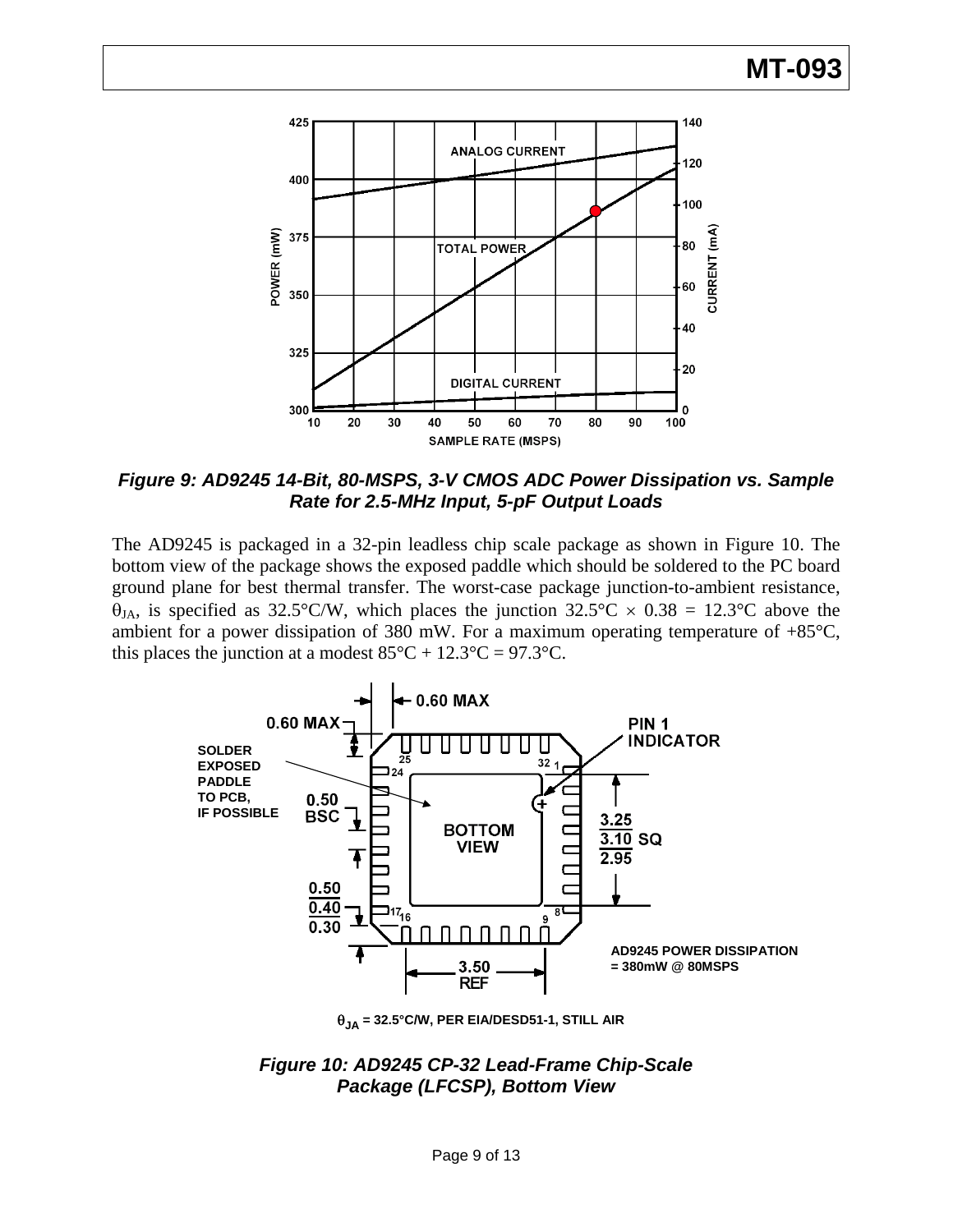*Figure 9: AD9245 14-Bit, 80-MSPS, 3-V CMOS ADC Power Dissipation vs. Sample Rate for 2.5-MHz Input, 5-pF Output Loads*

The AD9245 is packaged in a 32-pin leadless chip scale package as shown in Figure 10. The bottom view of the package shows the exposed paddle which should be soldered to the PC board ground plane for best thermal transfer. The worst-case package junction-to-ambient resistance, $\theta_{JA}$, is specified as 32.5°C/W, which places the junction $32.5°C \times 0.38 = 12.3°C$ above the ambient for a power dissipation of 380 mW. For a maximum operating temperature of +85°C, this places the junction at a modest $85°C + 12.3°C = 97.3°C$.

$\theta_{JA}$ = 32.5°C/W, PER EIA/DESD51-1, STILL AIR

*Figure 10: AD9245 CP-32 Lead-Frame Chip-Scale Package (LFCSP), Bottom View*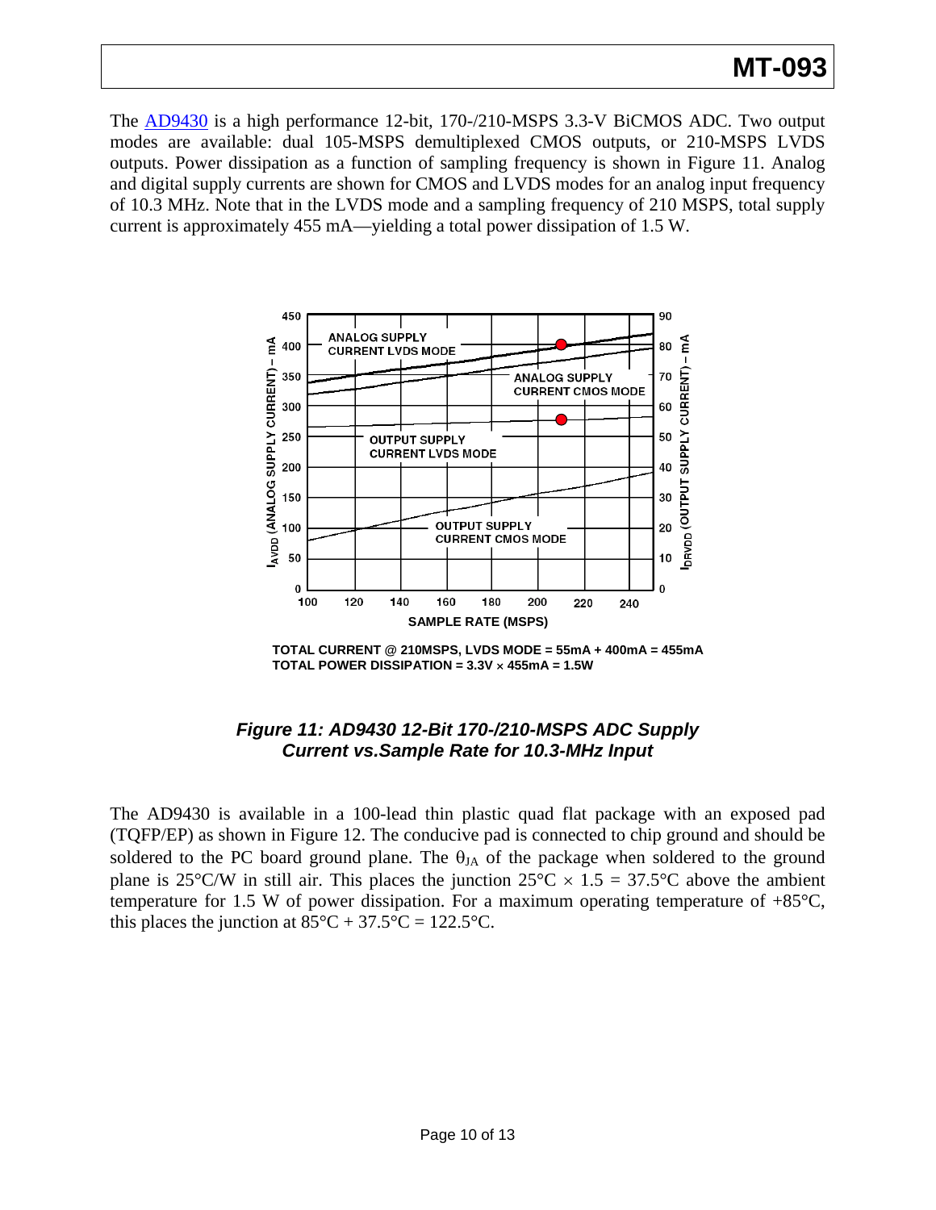The AD9430 is a high performance 12-bit, 170-/210-MSPS 3.3-V BiCMOS ADC. Two output modes are available: dual 105-MSPS demultiplexed CMOS outputs, or 210-MSPS LVDS outputs. Power dissipation as a function of sampling frequency is shown in Figure 11. Analog and digital supply currents are shown for CMOS and LVDS modes for an analog input frequency of 10.3 MHz. Note that in the LVDS mode and a sampling frequency of 210 MSPS, total supply current is approximately 455 mA—yielding a total power dissipation of 1.5 W.

**TOTAL CURRENT @ 210MSPS, LVDS MODE = 55mA + 400mA = 455mA**
**TOTAL POWER DISSIPATION = 3.3V × 455mA = 1.5W**

***Figure 11: AD9430 12-Bit 170-/210-MSPS ADC Supply Current vs.Sample Rate for 10.3-MHz Input***

The AD9430 is available in a 100-lead thin plastic quad flat package with an exposed pad (TQFP/EP) as shown in Figure 12. The conducive pad is connected to chip ground and should be soldered to the PC board ground plane. The $\theta_{JA}$ of the package when soldered to the ground plane is 25°C/W in still air. This places the junction 25°C × 1.5 = 37.5°C above the ambient temperature for 1.5 W of power dissipation. For a maximum operating temperature of +85°C, this places the junction at 85°C + 37.5°C = 122.5°C.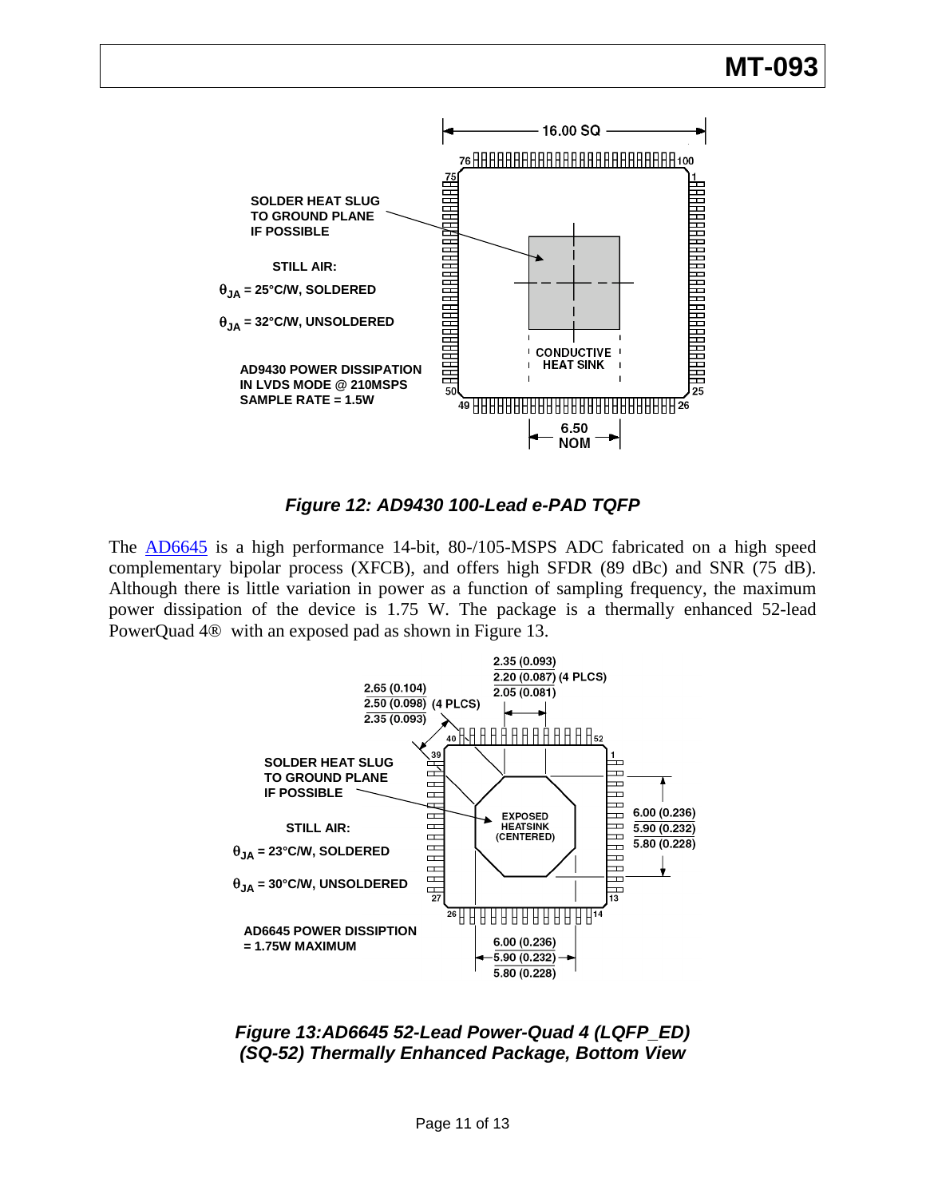*Figure 12: AD9430 100-Lead e-PAD TQFP*

The AD6645 is a high performance 14-bit, 80-/105-MSPS ADC fabricated on a high speed complementary bipolar process (XFCB), and offers high SFDR (89 dBc) and SNR (75 dB). Although there is little variation in power as a function of sampling frequency, the maximum power dissipation of the device is 1.75 W. The package is a thermally enhanced 52-lead PowerQuad 4® with an exposed pad as shown in Figure 13.

*Figure 13: AD6645 52-Lead Power-Quad 4 (LQFP_ED) (SQ-52) Thermally Enhanced Package, Bottom View*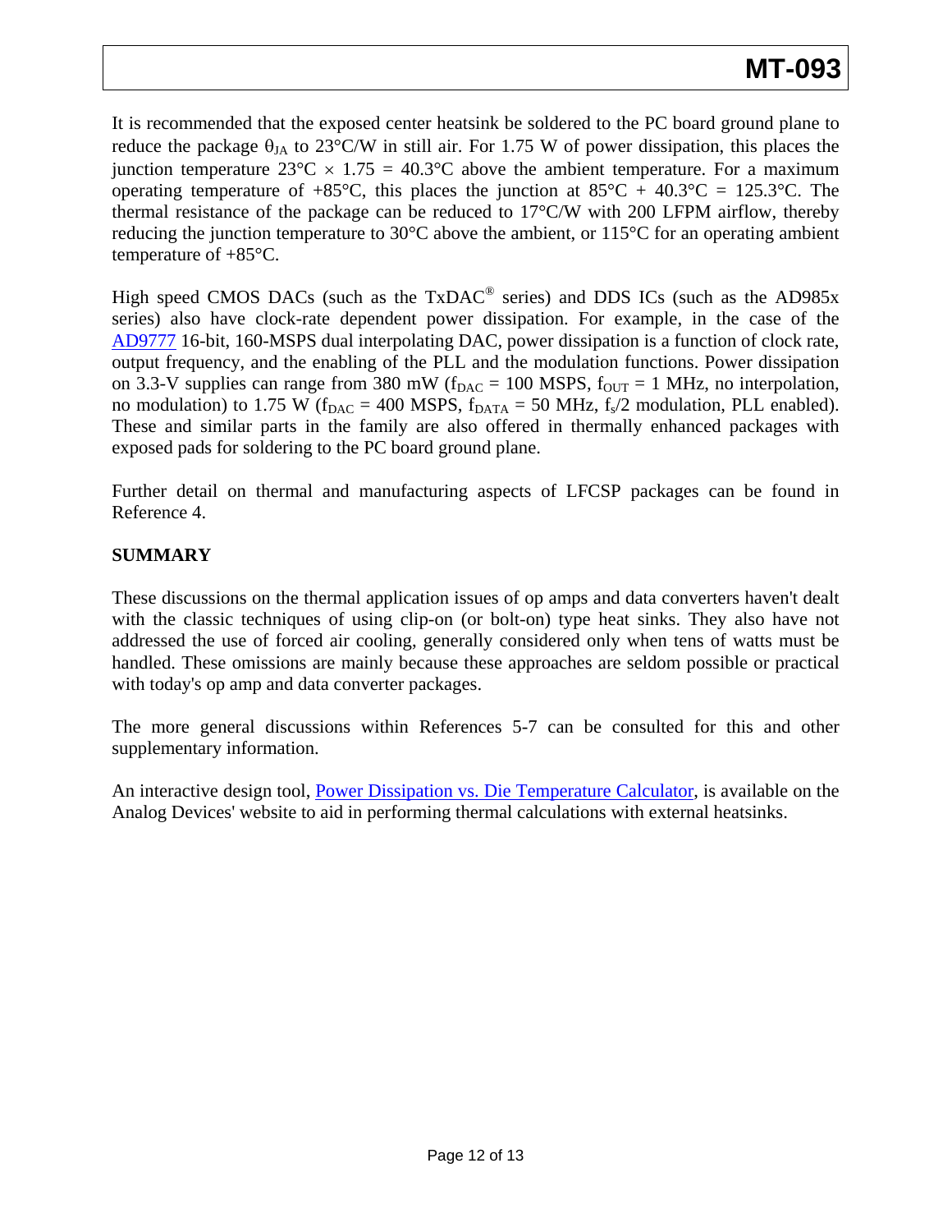It is recommended that the exposed center heatsink be soldered to the PC board ground plane to reduce the package $\theta_{JA}$ to 23°C/W in still air. For 1.75 W of power dissipation, this places the junction temperature 23°C × 1.75 = 40.3°C above the ambient temperature. For a maximum operating temperature of +85°C, this places the junction at 85°C + 40.3°C = 125.3°C. The thermal resistance of the package can be reduced to 17°C/W with 200 LFPM airflow, thereby reducing the junction temperature to 30°C above the ambient, or 115°C for an operating ambient temperature of +85°C.

High speed CMOS DACs (such as the TxDAC® series) and DDS ICs (such as the AD985x series) also have clock-rate dependent power dissipation. For example, in the case of the AD9777 16-bit, 160-MSPS dual interpolating DAC, power dissipation is a function of clock rate, output frequency, and the enabling of the PLL and the modulation functions. Power dissipation on 3.3-V supplies can range from 380 mW ($f_{DAC}$ = 100 MSPS, $f_{OUT}$ = 1 MHz, no interpolation, no modulation) to 1.75 W ($f_{DAC}$ = 400 MSPS, $f_{DATA}$ = 50 MHz, $f_s/2$ modulation, PLL enabled). These and similar parts in the family are also offered in thermally enhanced packages with exposed pads for soldering to the PC board ground plane.

Further detail on thermal and manufacturing aspects of LFCSP packages can be found in Reference 4.

## SUMMARY

These discussions on the thermal application issues of op amps and data converters haven't dealt with the classic techniques of using clip-on (or bolt-on) type heat sinks. They also have not addressed the use of forced air cooling, generally considered only when tens of watts must be handled. These omissions are mainly because these approaches are seldom possible or practical with today's op amp and data converter packages.

The more general discussions within References 5-7 can be consulted for this and other supplementary information.

An interactive design tool, Power Dissipation vs. Die Temperature Calculator, is available on the Analog Devices' website to aid in performing thermal calculations with external heatsinks.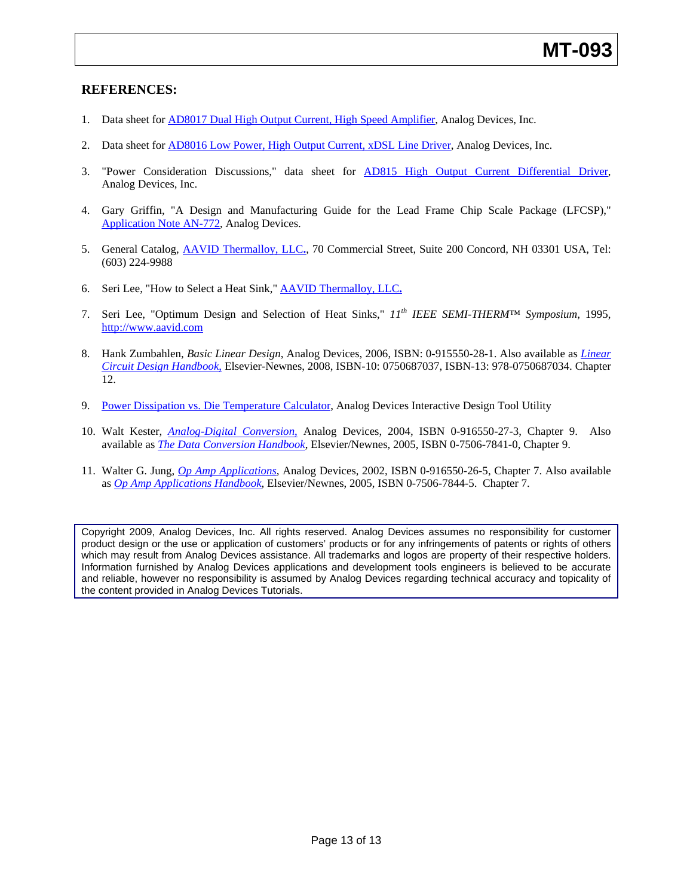## REFERENCES:

1. Data sheet for AD8017 Dual High Output Current, High Speed Amplifier, Analog Devices, Inc.
2. Data sheet for AD8016 Low Power, High Output Current, xDSL Line Driver, Analog Devices, Inc.
3. "Power Consideration Discussions," data sheet for AD815 High Output Current Differential Driver, Analog Devices, Inc.
4. Gary Griffin, "A Design and Manufacturing Guide for the Lead Frame Chip Scale Package (LFCSP)," Application Note AN-772, Analog Devices.
5. General Catalog, AAVID Thermalloy, LLC., 70 Commercial Street, Suite 200 Concord, NH 03301 USA, Tel: (603) 224-9988
6. Seri Lee, "How to Select a Heat Sink," AAVID Thermalloy, LLC.
7. Seri Lee, "Optimum Design and Selection of Heat Sinks," *11th IEEE SEMI-THERM™ Symposium*, 1995, http://www.aavid.com
8. Hank Zumbahlen, *Basic Linear Design*, Analog Devices, 2006, ISBN: 0-915550-28-1. Also available as *Linear Circuit Design Handbook,* Elsevier-Newnes, 2008, ISBN-10: 0750687037, ISBN-13: 978-0750687034. Chapter 12.
9. Power Dissipation vs. Die Temperature Calculator, Analog Devices Interactive Design Tool Utility
10. Walt Kester, *Analog-Digital Conversion,* Analog Devices, 2004, ISBN 0-916550-27-3, Chapter 9. Also available as *The Data Conversion Handbook*, Elsevier/Newnes, 2005, ISBN 0-7506-7841-0, Chapter 9.
11. Walter G. Jung, *Op Amp Applications*, Analog Devices, 2002, ISBN 0-916550-26-5, Chapter 7. Also available as *Op Amp Applications Handbook*, Elsevier/Newnes, 2005, ISBN 0-7506-7844-5. Chapter 7.

Copyright 2009, Analog Devices, Inc. All rights reserved. Analog Devices assumes no responsibility for customer product design or the use or application of customers' products or for any infringements of patents or rights of others which may result from Analog Devices assistance. All trademarks and logos are property of their respective holders. Information furnished by Analog Devices applications and development tools engineers is believed to be accurate and reliable, however no responsibility is assumed by Analog Devices regarding technical accuracy and topicality of the content provided in Analog Devices Tutorials.